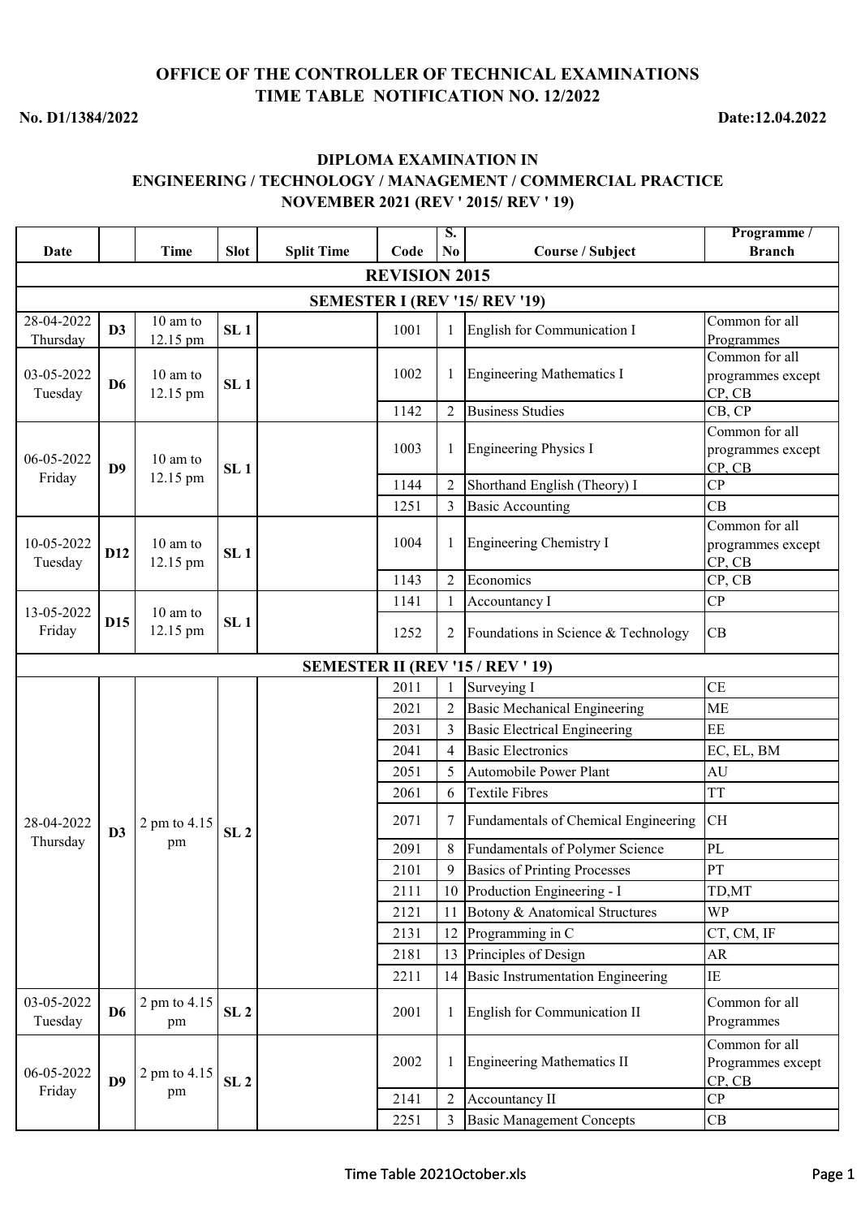**OFFICE OF THE CONTROLLER OF TECHNICAL EXAMINATIONS**
**TIME TABLE NOTIFICATION NO. 12/2022**

**No. D1/1384/2022** **Date:12.04.2022**

**DIPLOMA EXAMINATION IN**
**ENGINEERING / TECHNOLOGY / MANAGEMENT / COMMERCIAL PRACTICE**
**NOVEMBER 2021 (REV ' 2015/ REV ' 19)**

| Date | | Time | Slot | Split Time | Code | S. No | Course / Subject | Programme / Branch |
|---|---|---|---|---|---|---|---|---|
| **REVISION 2015** | | | | | | | | |
| **SEMESTER I (REV '15/ REV '19)** | | | | | | | | |
| 28-04-2022 Thursday | **D3** | 10 am to 12.15 pm | **SL 1** | | 1001 | 1 | English for Communication I | Common for all Programmes |
| 03-05-2022 Tuesday | **D6** | 10 am to 12.15 pm | **SL 1** | | 1002 | 1 | Engineering Mathematics I | Common for all programmes except CP, CB |
| | | | | | 1142 | 2 | Business Studies | CB, CP |
| 06-05-2022 Friday | **D9** | 10 am to 12.15 pm | **SL 1** | | 1003 | 1 | Engineering Physics I | Common for all programmes except CP, CB |
| | | | | | 1144 | 2 | Shorthand English (Theory) I | CP |
| | | | | | 1251 | 3 | Basic Accounting | CB |
| 10-05-2022 Tuesday | **D12** | 10 am to 12.15 pm | **SL 1** | | 1004 | 1 | Engineering Chemistry I | Common for all programmes except CP, CB |
| | | | | | 1143 | 2 | Economics | CP, CB |
| 13-05-2022 Friday | **D15** | 10 am to 12.15 pm | **SL 1** | | 1141 | 1 | Accountancy I | CP |
| | | | | | 1252 | 2 | Foundations in Science & Technology | CB |
| **SEMESTER II (REV '15 / REV ' 19)** | | | | | | | | |
| 28-04-2022 Thursday | **D3** | 2 pm to 4.15 pm | **SL 2** | | 2011 | 1 | Surveying I | CE |
| | | | | | 2021 | 2 | Basic Mechanical Engineering | ME |
| | | | | | 2031 | 3 | Basic Electrical Engineering | EE |
| | | | | | 2041 | 4 | Basic Electronics | EC, EL, BM |
| | | | | | 2051 | 5 | Automobile Power Plant | AU |
| | | | | | 2061 | 6 | Textile Fibres | TT |
| | | | | | 2071 | 7 | Fundamentals of Chemical Engineering | CH |
| | | | | | 2091 | 8 | Fundamentals of Polymer Science | PL |
| | | | | | 2101 | 9 | Basics of Printing Processes | PT |
| | | | | | 2111 | 10 | Production Engineering - I | TD,MT |
| | | | | | 2121 | 11 | Botony & Anatomical Structures | WP |
| | | | | | 2131 | 12 | Programming in C | CT, CM, IF |
| | | | | | 2181 | 13 | Principles of Design | AR |
| | | | | | 2211 | 14 | Basic Instrumentation Engineering | IE |
| 03-05-2022 Tuesday | **D6** | 2 pm to 4.15 pm | **SL 2** | | 2001 | 1 | English for Communication II | Common for all Programmes |
| 06-05-2022 Friday | **D9** | 2 pm to 4.15 pm | **SL 2** | | 2002 | 1 | Engineering Mathematics II | Common for all Programmes except CP, CB |
| | | | | | 2141 | 2 | Accountancy II | CP |
| | | | | | 2251 | 3 | Basic Management Concepts | CB |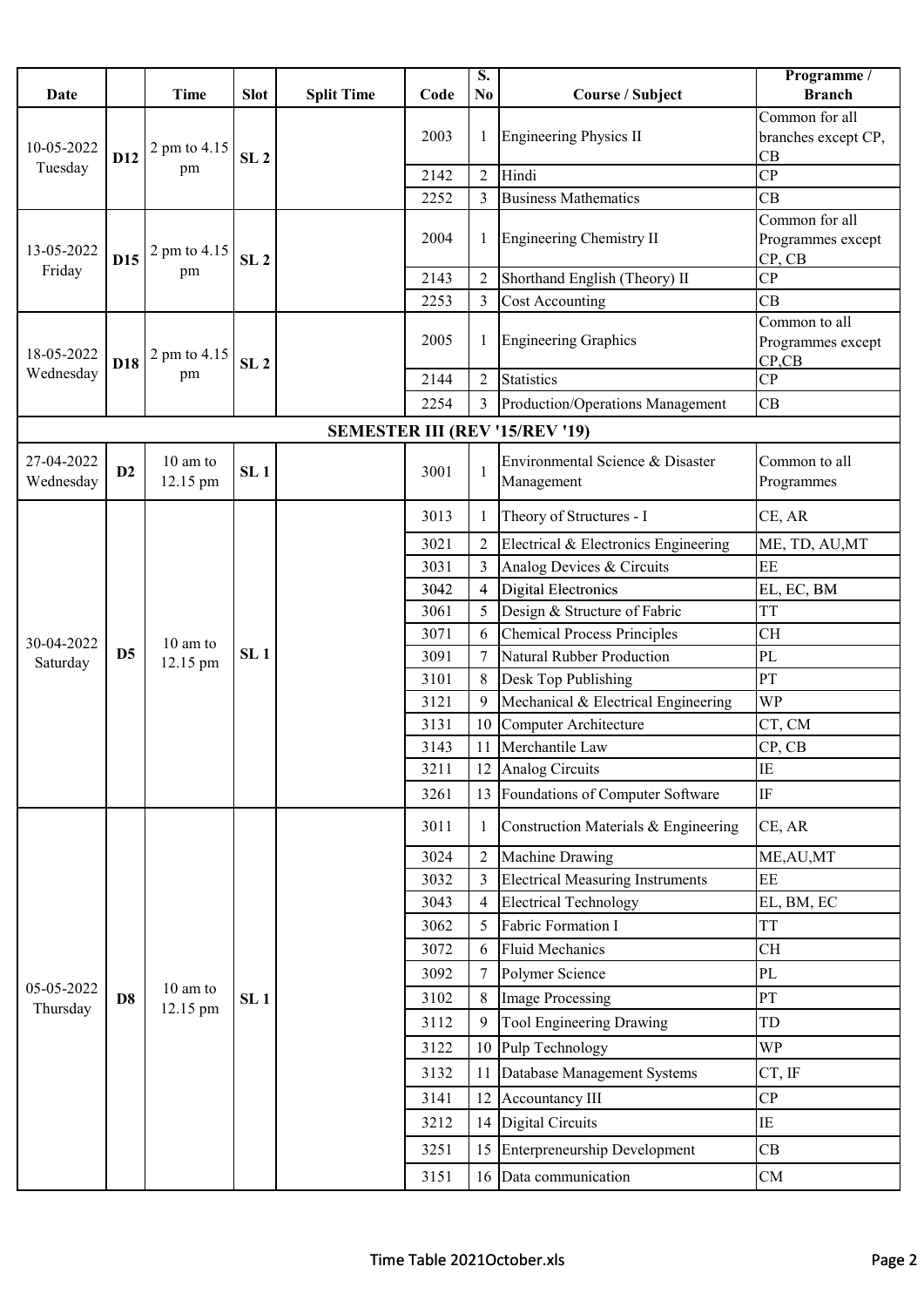| Date | | Time | Slot | Split Time | Code | S. No | Course / Subject | Programme / Branch |
|---|---|---|---|---|---|---|---|---|
| 10-05-2022 Tuesday | D12 | 2 pm to 4.15 pm | SL 2 | | 2003 | 1 | Engineering Physics II | Common for all branches except CP, CB |
| | | | | | 2142 | 2 | Hindi | CP |
| | | | | | 2252 | 3 | Business Mathematics | CB |
| 13-05-2022 Friday | D15 | 2 pm to 4.15 pm | SL 2 | | 2004 | 1 | Engineering Chemistry II | Common for all Programmes except CP, CB |
| | | | | | 2143 | 2 | Shorthand English (Theory) II | CP |
| | | | | | 2253 | 3 | Cost Accounting | CB |
| 18-05-2022 Wednesday | D18 | 2 pm to 4.15 pm | SL 2 | | 2005 | 1 | Engineering Graphics | Common to all Programmes except CP,CB |
| | | | | | 2144 | 2 | Statistics | CP |
| | | | | | 2254 | 3 | Production/Operations Management | CB |
| **SEMESTER III (REV '15/REV '19)** | | | | | | | | |
| 27-04-2022 Wednesday | D2 | 10 am to 12.15 pm | SL 1 | | 3001 | 1 | Environmental Science & Disaster Management | Common to all Programmes |
| 30-04-2022 Saturday | D5 | 10 am to 12.15 pm | SL 1 | | 3013 | 1 | Theory of Structures - I | CE, AR |
| | | | | | 3021 | 2 | Electrical & Electronics Engineering | ME, TD, AU,MT |
| | | | | | 3031 | 3 | Analog Devices & Circuits | EE |
| | | | | | 3042 | 4 | Digital Electronics | EL, EC, BM |
| | | | | | 3061 | 5 | Design & Structure of Fabric | TT |
| | | | | | 3071 | 6 | Chemical Process Principles | CH |
| | | | | | 3091 | 7 | Natural Rubber Production | PL |
| | | | | | 3101 | 8 | Desk Top Publishing | PT |
| | | | | | 3121 | 9 | Mechanical & Electrical Engineering | WP |
| | | | | | 3131 | 10 | Computer Architecture | CT, CM |
| | | | | | 3143 | 11 | Merchantile Law | CP, CB |
| | | | | | 3211 | 12 | Analog Circuits | IE |
| | | | | | 3261 | 13 | Foundations of Computer Software | IF |
| 05-05-2022 Thursday | D8 | 10 am to 12.15 pm | SL 1 | | 3011 | 1 | Construction Materials & Engineering | CE, AR |
| | | | | | 3024 | 2 | Machine Drawing | ME,AU,MT |
| | | | | | 3032 | 3 | Electrical Measuring Instruments | EE |
| | | | | | 3043 | 4 | Electrical Technology | EL, BM, EC |
| | | | | | 3062 | 5 | Fabric Formation I | TT |
| | | | | | 3072 | 6 | Fluid Mechanics | CH |
| | | | | | 3092 | 7 | Polymer Science | PL |
| | | | | | 3102 | 8 | Image Processing | PT |
| | | | | | 3112 | 9 | Tool Engineering Drawing | TD |
| | | | | | 3122 | 10 | Pulp Technology | WP |
| | | | | | 3132 | 11 | Database Management Systems | CT, IF |
| | | | | | 3141 | 12 | Accountancy III | CP |
| | | | | | 3212 | 14 | Digital Circuits | IE |
| | | | | | 3251 | 15 | Enterpreneurship Development | CB |
| | | | | | 3151 | 16 | Data communication | CM |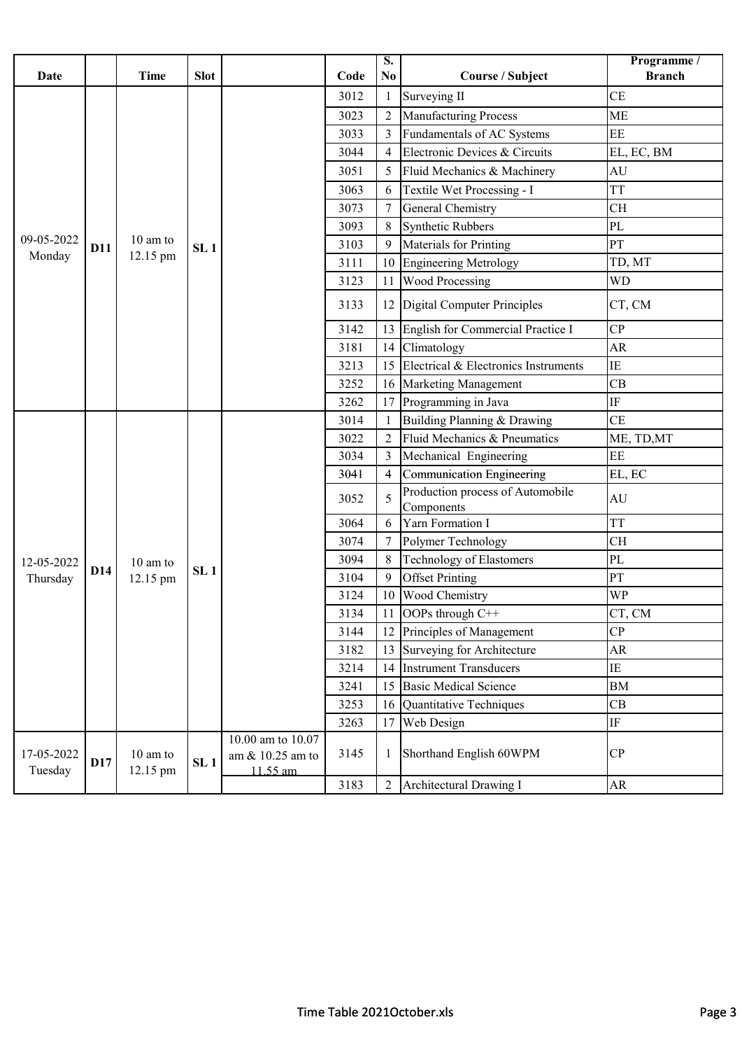| Date | | Time | Slot | | Code | S. No | Course / Subject | Programme / Branch |
|---|---|---|---|---|---|---|---|---|
| 09-05-2022 Monday | D11 | 10 am to 12.15 pm | SL 1 | | 3012 | 1 | Surveying II | CE |
| | | | | | 3023 | 2 | Manufacturing Process | ME |
| | | | | | 3033 | 3 | Fundamentals of AC Systems | EE |
| | | | | | 3044 | 4 | Electronic Devices & Circuits | EL, EC, BM |
| | | | | | 3051 | 5 | Fluid Mechanics & Machinery | AU |
| | | | | | 3063 | 6 | Textile Wet Processing - I | TT |
| | | | | | 3073 | 7 | General Chemistry | CH |
| | | | | | 3093 | 8 | Synthetic Rubbers | PL |
| | | | | | 3103 | 9 | Materials for Printing | PT |
| | | | | | 3111 | 10 | Engineering Metrology | TD, MT |
| | | | | | 3123 | 11 | Wood Processing | WD |
| | | | | | 3133 | 12 | Digital Computer Principles | CT, CM |
| | | | | | 3142 | 13 | English for Commercial Practice I | CP |
| | | | | | 3181 | 14 | Climatology | AR |
| | | | | | 3213 | 15 | Electrical & Electronics Instruments | IE |
| | | | | | 3252 | 16 | Marketing Management | CB |
| | | | | | 3262 | 17 | Programming in Java | IF |
| 12-05-2022 Thursday | D14 | 10 am to 12.15 pm | SL 1 | | 3014 | 1 | Building Planning & Drawing | CE |
| | | | | | 3022 | 2 | Fluid Mechanics & Pneumatics | ME, TD,MT |
| | | | | | 3034 | 3 | Mechanical Engineering | EE |
| | | | | | 3041 | 4 | Communication Engineering | EL, EC |
| | | | | | 3052 | 5 | Production process of Automobile Components | AU |
| | | | | | 3064 | 6 | Yarn Formation I | TT |
| | | | | | 3074 | 7 | Polymer Technology | CH |
| | | | | | 3094 | 8 | Technology of Elastomers | PL |
| | | | | | 3104 | 9 | Offset Printing | PT |
| | | | | | 3124 | 10 | Wood Chemistry | WP |
| | | | | | 3134 | 11 | OOPs through C++ | CT, CM |
| | | | | | 3144 | 12 | Principles of Management | CP |
| | | | | | 3182 | 13 | Surveying for Architecture | AR |
| | | | | | 3214 | 14 | Instrument Transducers | IE |
| | | | | | 3241 | 15 | Basic Medical Science | BM |
| | | | | | 3253 | 16 | Quantitative Techniques | CB |
| | | | | | 3263 | 17 | Web Design | IF |
| 17-05-2022 Tuesday | D17 | 10 am to 12.15 pm | SL 1 | 10.00 am to 10.07 am & 10.25 am to 11.55 am | 3145 | 1 | Shorthand English 60WPM | CP |
| | | | | | 3183 | 2 | Architectural Drawing I | AR |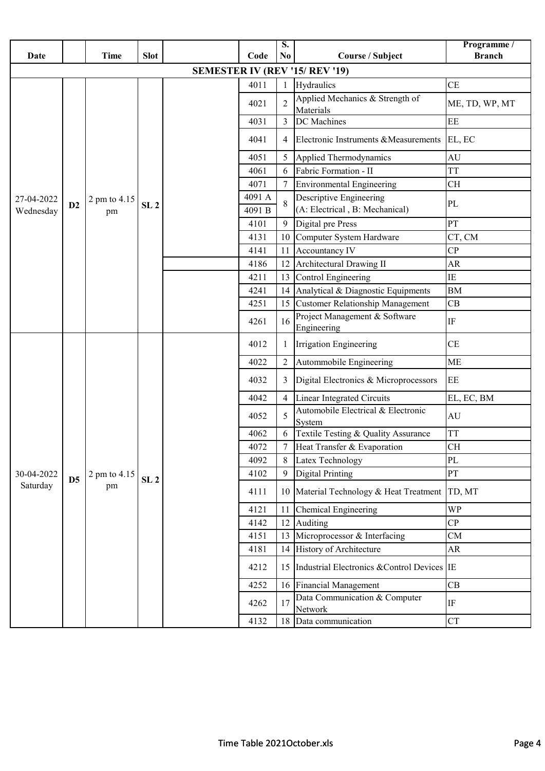| Date | | Time | Slot | | Code | S. No | Course / Subject | Programme / Branch |
|---|---|---|---|---|---|---|---|---|
| **SEMESTER IV (REV '15/ REV '19)** | | | | | | | | |
| 27-04-2022 Wednesday | D2 | 2 pm to 4.15 pm | SL 2 | | 4011 | 1 | Hydraulics | CE |
| | | | | | 4021 | 2 | Applied Mechanics & Strength of Materials | ME, TD, WP, MT |
| | | | | | 4031 | 3 | DC Machines | EE |
| | | | | | 4041 | 4 | Electronic Instruments &Measurements | EL, EC |
| | | | | | 4051 | 5 | Applied Thermodynamics | AU |
| | | | | | 4061 | 6 | Fabric Formation - II | TT |
| | | | | | 4071 | 7 | Environmental Engineering | CH |
| | | | | | 4091 A / 4091 B | 8 | Descriptive Engineering (A: Electrical , B: Mechanical) | PL |
| | | | | | 4101 | 9 | Digital pre Press | PT |
| | | | | | 4131 | 10 | Computer System Hardware | CT, CM |
| | | | | | 4141 | 11 | Accountancy IV | CP |
| | | | | | 4186 | 12 | Architectural Drawing II | AR |
| | | | | | 4211 | 13 | Control Engineering | IE |
| | | | | | 4241 | 14 | Analytical & Diagnostic Equipments | BM |
| | | | | | 4251 | 15 | Customer Relationship Management | CB |
| | | | | | 4261 | 16 | Project Management & Software Engineering | IF |
| 30-04-2022 Saturday | D5 | 2 pm to 4.15 pm | SL 2 | | 4012 | 1 | Irrigation Engineering | CE |
| | | | | | 4022 | 2 | Autommobile Engineering | ME |
| | | | | | 4032 | 3 | Digital Electronics & Microprocessors | EE |
| | | | | | 4042 | 4 | Linear Integrated Circuits | EL, EC, BM |
| | | | | | 4052 | 5 | Automobile Electrical & Electronic System | AU |
| | | | | | 4062 | 6 | Textile Testing & Quality Assurance | TT |
| | | | | | 4072 | 7 | Heat Transfer & Evaporation | CH |
| | | | | | 4092 | 8 | Latex Technology | PL |
| | | | | | 4102 | 9 | Digital Printing | PT |
| | | | | | 4111 | 10 | Material Technology & Heat Treatment | TD, MT |
| | | | | | 4121 | 11 | Chemical Engineering | WP |
| | | | | | 4142 | 12 | Auditing | CP |
| | | | | | 4151 | 13 | Microprocessor & Interfacing | CM |
| | | | | | 4181 | 14 | History of Architecture | AR |
| | | | | | 4212 | 15 | Industrial Electronics &Control Devices | IE |
| | | | | | 4252 | 16 | Financial Management | CB |
| | | | | | 4262 | 17 | Data Communication & Computer Network | IF |
| | | | | | 4132 | 18 | Data communication | CT |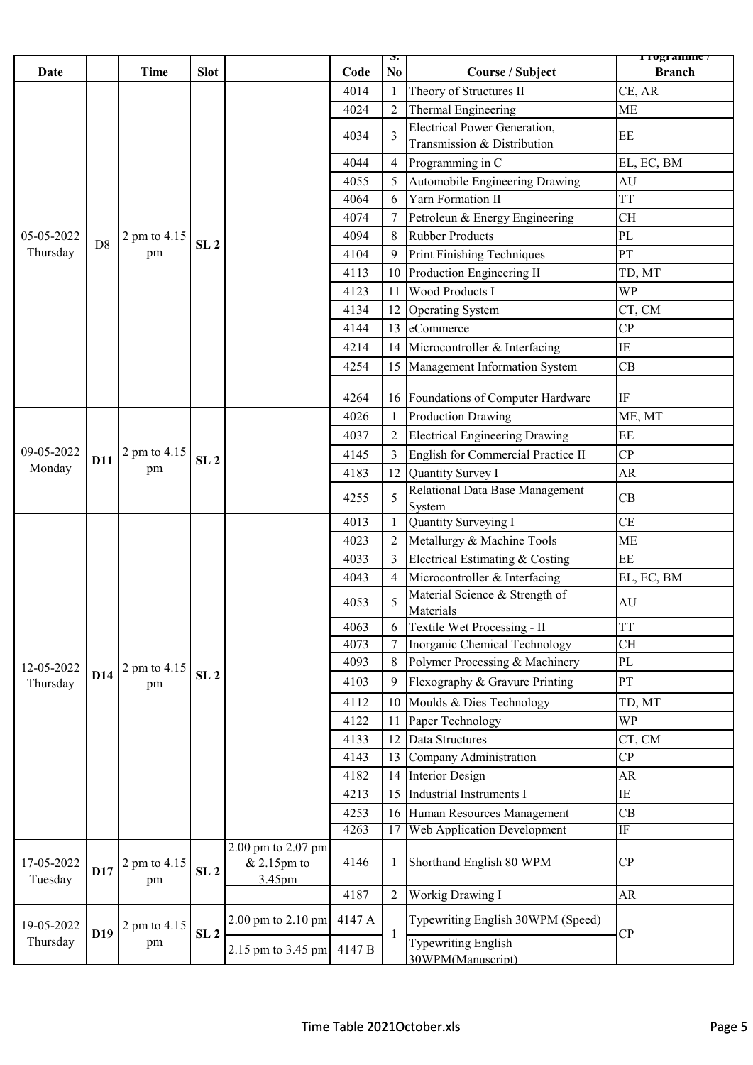| Date | | Time | Slot | | Code | S. No | Course / Subject | Programme / Branch |
|---|---|---|---|---|---|---|---|---|
| 05-05-2022 Thursday | D8 | 2 pm to 4.15 pm | SL 2 | | 4014 | 1 | Theory of Structures II | CE, AR |
| | | | | | 4024 | 2 | Thermal Engineering | ME |
| | | | | | 4034 | 3 | Electrical Power Generation, Transmission & Distribution | EE |
| | | | | | 4044 | 4 | Programming in C | EL, EC, BM |
| | | | | | 4055 | 5 | Automobile Engineering Drawing | AU |
| | | | | | 4064 | 6 | Yarn Formation II | TT |
| | | | | | 4074 | 7 | Petroleun & Energy Engineering | CH |
| | | | | | 4094 | 8 | Rubber Products | PL |
| | | | | | 4104 | 9 | Print Finishing Techniques | PT |
| | | | | | 4113 | 10 | Production Engineering II | TD, MT |
| | | | | | 4123 | 11 | Wood Products I | WP |
| | | | | | 4134 | 12 | Operating System | CT, CM |
| | | | | | 4144 | 13 | eCommerce | CP |
| | | | | | 4214 | 14 | Microcontroller & Interfacing | IE |
| | | | | | 4254 | 15 | Management Information System | CB |
| | | | | | 4264 | 16 | Foundations of Computer Hardware | IF |
| 09-05-2022 Monday | D11 | 2 pm to 4.15 pm | SL 2 | | 4026 | 1 | Production Drawing | ME, MT |
| | | | | | 4037 | 2 | Electrical Engineering Drawing | EE |
| | | | | | 4145 | 3 | English for Commercial Practice II | CP |
| | | | | | 4183 | 12 | Quantity Survey I | AR |
| | | | | | 4255 | 5 | Relational Data Base Management System | CB |
| 12-05-2022 Thursday | D14 | 2 pm to 4.15 pm | SL 2 | | 4013 | 1 | Quantity Surveying I | CE |
| | | | | | 4023 | 2 | Metallurgy & Machine Tools | ME |
| | | | | | 4033 | 3 | Electrical Estimating & Costing | EE |
| | | | | | 4043 | 4 | Microcontroller & Interfacing | EL, EC, BM |
| | | | | | 4053 | 5 | Material Science & Strength of Materials | AU |
| | | | | | 4063 | 6 | Textile Wet Processing - II | TT |
| | | | | | 4073 | 7 | Inorganic Chemical Technology | CH |
| | | | | | 4093 | 8 | Polymer Processing & Machinery | PL |
| | | | | | 4103 | 9 | Flexography & Gravure Printing | PT |
| | | | | | 4112 | 10 | Moulds & Dies Technology | TD, MT |
| | | | | | 4122 | 11 | Paper Technology | WP |
| | | | | | 4133 | 12 | Data Structures | CT, CM |
| | | | | | 4143 | 13 | Company Administration | CP |
| | | | | | 4182 | 14 | Interior Design | AR |
| | | | | | 4213 | 15 | Industrial Instruments I | IE |
| | | | | | 4253 | 16 | Human Resources Management | CB |
| | | | | | 4263 | 17 | Web Application Development | IF |
| 17-05-2022 Tuesday | D17 | 2 pm to 4.15 pm | SL 2 | 2.00 pm to 2.07 pm & 2.15pm to 3.45pm | 4146 | 1 | Shorthand English 80 WPM | CP |
| | | | | | 4187 | 2 | Workig Drawing I | AR |
| 19-05-2022 Thursday | D19 | 2 pm to 4.15 pm | SL 2 | 2.00 pm to 2.10 pm | 4147 A | 1 | Typewriting English 30WPM (Speed) | CP |
| | | | | 2.15 pm to 3.45 pm | 4147 B | | Typewriting English 30WPM(Manuscript) | |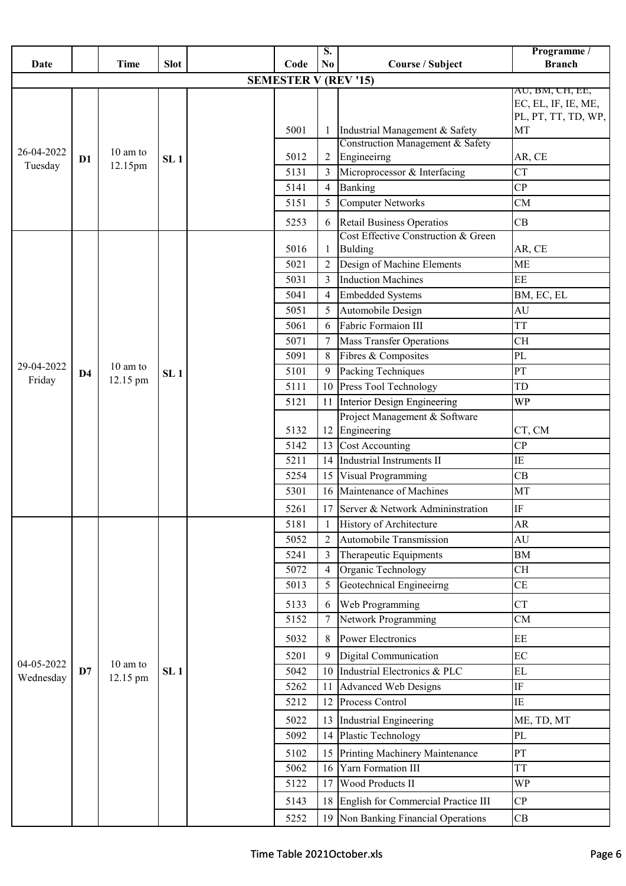| Date | | Time | Slot | | Code | S. No | Course / Subject | Programme / Branch |
|---|---|---|---|---|---|---|---|---|
| **SEMESTER V (REV '15)** | | | | | | | | |
| 26-04-2022 Tuesday | D1 | 10 am to 12.15pm | SL 1 | | 5001 | 1 | Industrial Management & Safety | AU, BM, CH, EE, EC, EL, IF, IE, ME, PL, PT, TT, TD, WP, MT |
| | | | | | 5012 | 2 | Construction Management & Safety Engineeirng | AR, CE |
| | | | | | 5131 | 3 | Microprocessor & Interfacing | CT |
| | | | | | 5141 | 4 | Banking | CP |
| | | | | | 5151 | 5 | Computer Networks | CM |
| | | | | | 5253 | 6 | Retail Business Operatios | CB |
| 29-04-2022 Friday | D4 | 10 am to 12.15 pm | SL 1 | | 5016 | 1 | Cost Effective Construction & Green Bulding | AR, CE |
| | | | | | 5021 | 2 | Design of Machine Elements | ME |
| | | | | | 5031 | 3 | Induction Machines | EE |
| | | | | | 5041 | 4 | Embedded Systems | BM, EC, EL |
| | | | | | 5051 | 5 | Automobile Design | AU |
| | | | | | 5061 | 6 | Fabric Formaion III | TT |
| | | | | | 5071 | 7 | Mass Transfer Operations | CH |
| | | | | | 5091 | 8 | Fibres & Composites | PL |
| | | | | | 5101 | 9 | Packing Techniques | PT |
| | | | | | 5111 | 10 | Press Tool Technology | TD |
| | | | | | 5121 | 11 | Interior Design Engineering | WP |
| | | | | | 5132 | 12 | Project Management & Software Engineering | CT, CM |
| | | | | | 5142 | 13 | Cost Accounting | CP |
| | | | | | 5211 | 14 | Industrial Instruments II | IE |
| | | | | | 5254 | 15 | Visual Programming | CB |
| | | | | | 5301 | 16 | Maintenance of Machines | MT |
| | | | | | 5261 | 17 | Server & Network Admininstration | IF |
| 04-05-2022 Wednesday | D7 | 10 am to 12.15 pm | SL 1 | | 5181 | 1 | History of Architecture | AR |
| | | | | | 5052 | 2 | Automobile Transmission | AU |
| | | | | | 5241 | 3 | Therapeutic Equipments | BM |
| | | | | | 5072 | 4 | Organic Technology | CH |
| | | | | | 5013 | 5 | Geotechnical Engineeirng | CE |
| | | | | | 5133 | 6 | Web Programming | CT |
| | | | | | 5152 | 7 | Network Programming | CM |
| | | | | | 5032 | 8 | Power Electronics | EE |
| | | | | | 5201 | 9 | Digital Communication | EC |
| | | | | | 5042 | 10 | Industrial Electronics & PLC | EL |
| | | | | | 5262 | 11 | Advanced Web Designs | IF |
| | | | | | 5212 | 12 | Process Control | IE |
| | | | | | 5022 | 13 | Industrial Engineering | ME, TD, MT |
| | | | | | 5092 | 14 | Plastic Technology | PL |
| | | | | | 5102 | 15 | Printing Machinery Maintenance | PT |
| | | | | | 5062 | 16 | Yarn Formation III | TT |
| | | | | | 5122 | 17 | Wood Products II | WP |
| | | | | | 5143 | 18 | English for Commercial Practice III | CP |
| | | | | | 5252 | 19 | Non Banking Financial Operations | CB |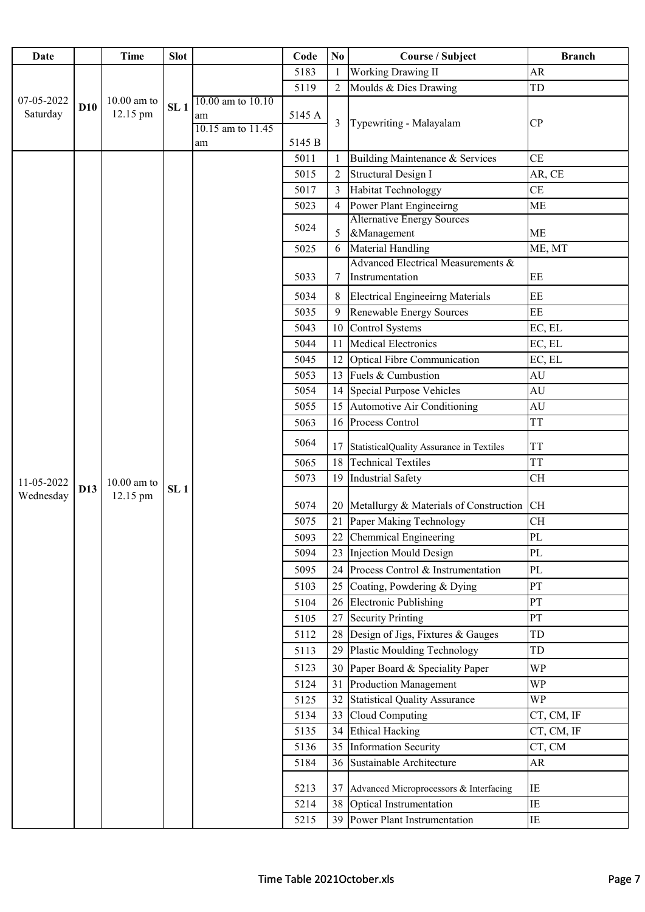| Date | | Time | Slot | | Code | No | Course / Subject | Branch |
|---|---|---|---|---|---|---|---|---|
| 07-05-2022 Saturday | D10 | 10.00 am to 12.15 pm | SL 1 | | 5183 | 1 | Working Drawing II | AR |
| | | | | | 5119 | 2 | Moulds & Dies Drawing | TD |
| | | | | 10.00 am to 10.10 am | 5145 A | 3 | Typewriting - Malayalam | CP |
| | | | | 10.15 am to 11.45 am | 5145 B | | | |
| 11-05-2022 Wednesday | D13 | 10.00 am to 12.15 pm | SL 1 | | 5011 | 1 | Building Maintenance & Services | CE |
| | | | | | 5015 | 2 | Structural Design I | AR, CE |
| | | | | | 5017 | 3 | Habitat Technologgy | CE |
| | | | | | 5023 | 4 | Power Plant Engineeirng | ME |
| | | | | | 5024 | 5 | Alternative Energy Sources &Management | ME |
| | | | | | 5025 | 6 | Material Handling | ME, MT |
| | | | | | 5033 | 7 | Advanced Electrical Measurements & Instrumentation | EE |
| | | | | | 5034 | 8 | Electrical Engineeirng Materials | EE |
| | | | | | 5035 | 9 | Renewable Energy Sources | EE |
| | | | | | 5043 | 10 | Control Systems | EC, EL |
| | | | | | 5044 | 11 | Medical Electronics | EC, EL |
| | | | | | 5045 | 12 | Optical Fibre Communication | EC, EL |
| | | | | | 5053 | 13 | Fuels & Cumbustion | AU |
| | | | | | 5054 | 14 | Special Purpose Vehicles | AU |
| | | | | | 5055 | 15 | Automotive Air Conditioning | AU |
| | | | | | 5063 | 16 | Process Control | TT |
| | | | | | 5064 | 17 | StatisticalQuality Assurance in Textiles | TT |
| | | | | | 5065 | 18 | Technical Textiles | TT |
| | | | | | 5073 | 19 | Industrial Safety | CH |
| | | | | | 5074 | 20 | Metallurgy & Materials of Construction | CH |
| | | | | | 5075 | 21 | Paper Making Technology | CH |
| | | | | | 5093 | 22 | Chemmical Engineering | PL |
| | | | | | 5094 | 23 | Injection Mould Design | PL |
| | | | | | 5095 | 24 | Process Control & Instrumentation | PL |
| | | | | | 5103 | 25 | Coating, Powdering & Dying | PT |
| | | | | | 5104 | 26 | Electronic Publishing | PT |
| | | | | | 5105 | 27 | Security Printing | PT |
| | | | | | 5112 | 28 | Design of Jigs, Fixtures & Gauges | TD |
| | | | | | 5113 | 29 | Plastic Moulding Technology | TD |
| | | | | | 5123 | 30 | Paper Board & Speciality Paper | WP |
| | | | | | 5124 | 31 | Production Management | WP |
| | | | | | 5125 | 32 | Statistical Quality Assurance | WP |
| | | | | | 5134 | 33 | Cloud Computing | CT, CM, IF |
| | | | | | 5135 | 34 | Ethical Hacking | CT, CM, IF |
| | | | | | 5136 | 35 | Information Security | CT, CM |
| | | | | | 5184 | 36 | Sustainable Architecture | AR |
| | | | | | 5213 | 37 | Advanced Microprocessors & Interfacing | IE |
| | | | | | 5214 | 38 | Optical Instrumentation | IE |
| | | | | | 5215 | 39 | Power Plant Instrumentation | IE |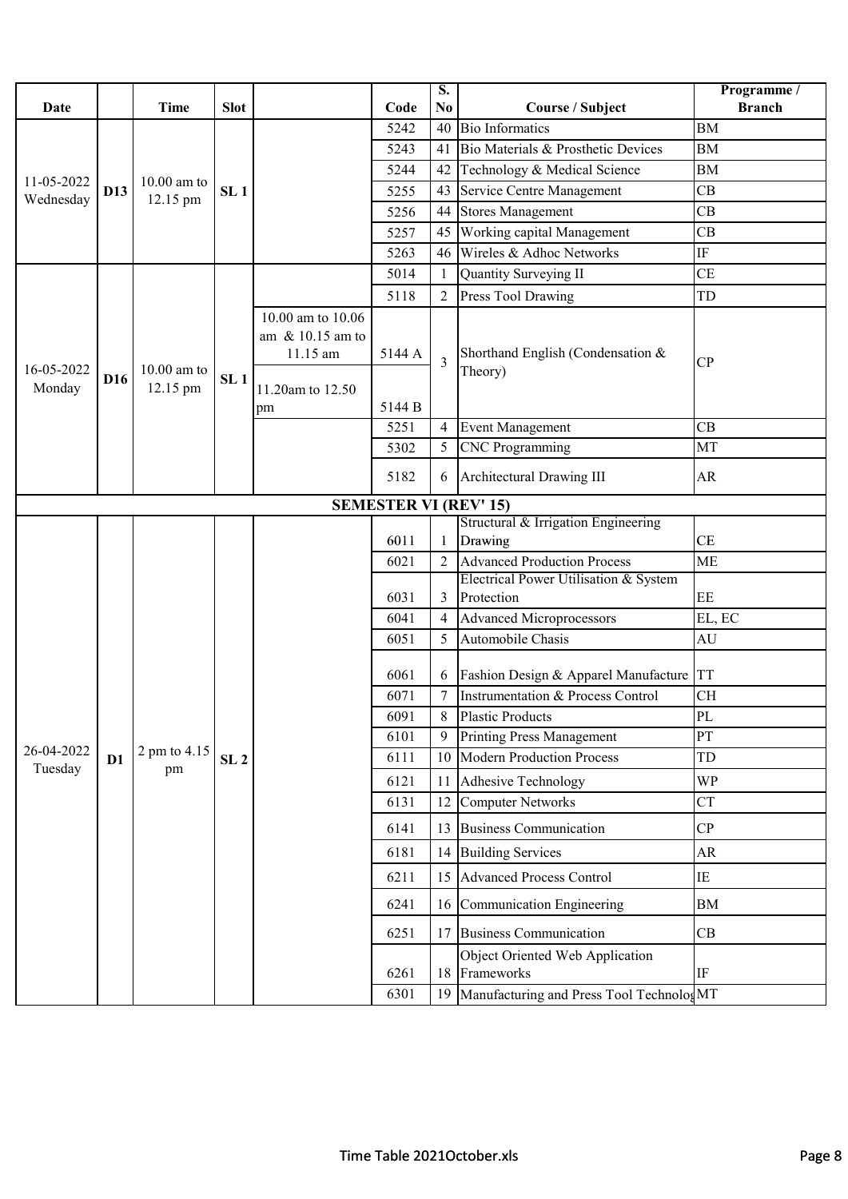| Date | | Time | Slot | | Code | S. No | Course / Subject | Programme / Branch |
|---|---|---|---|---|---|---|---|---|
| 11-05-2022 Wednesday | D13 | 10.00 am to 12.15 pm | SL 1 | | 5242 | 40 | Bio Informatics | BM |
| | | | | | 5243 | 41 | Bio Materials & Prosthetic Devices | BM |
| | | | | | 5244 | 42 | Technology & Medical Science | BM |
| | | | | | 5255 | 43 | Service Centre Management | CB |
| | | | | | 5256 | 44 | Stores Management | CB |
| | | | | | 5257 | 45 | Working capital Management | CB |
| | | | | | 5263 | 46 | Wireles & Adhoc Networks | IF |
| 16-05-2022 Monday | D16 | 10.00 am to 12.15 pm | SL 1 | | 5014 | 1 | Quantity Surveying II | CE |
| | | | | | 5118 | 2 | Press Tool Drawing | TD |
| | | | | 10.00 am to 10.06 am & 10.15 am to 11.15 am | 5144 A | 3 | Shorthand English (Condensation & Theory) | CP |
| | | | | 11.20am to 12.50 pm | 5144 B | | | |
| | | | | | 5251 | 4 | Event Management | CB |
| | | | | | 5302 | 5 | CNC Programming | MT |
| | | | | | 5182 | 6 | Architectural Drawing III | AR |
| **SEMESTER VI (REV' 15)** | | | | | | | | |
| 26-04-2022 Tuesday | D1 | 2 pm to 4.15 pm | SL 2 | | 6011 | 1 | Structural & Irrigation Engineering Drawing | CE |
| | | | | | 6021 | 2 | Advanced Production Process | ME |
| | | | | | 6031 | 3 | Electrical Power Utilisation & System Protection | EE |
| | | | | | 6041 | 4 | Advanced Microprocessors | EL, EC |
| | | | | | 6051 | 5 | Automobile Chasis | AU |
| | | | | | 6061 | 6 | Fashion Design & Apparel Manufacture | TT |
| | | | | | 6071 | 7 | Instrumentation & Process Control | CH |
| | | | | | 6091 | 8 | Plastic Products | PL |
| | | | | | 6101 | 9 | Printing Press Management | PT |
| | | | | | 6111 | 10 | Modern Production Process | TD |
| | | | | | 6121 | 11 | Adhesive Technology | WP |
| | | | | | 6131 | 12 | Computer Networks | CT |
| | | | | | 6141 | 13 | Business Communication | CP |
| | | | | | 6181 | 14 | Building Services | AR |
| | | | | | 6211 | 15 | Advanced Process Control | IE |
| | | | | | 6241 | 16 | Communication Engineering | BM |
| | | | | | 6251 | 17 | Business Communication | CB |
| | | | | | 6261 | 18 | Object Oriented Web Application Frameworks | IF |
| | | | | | 6301 | 19 | Manufacturing and Press Tool Technolog | MT |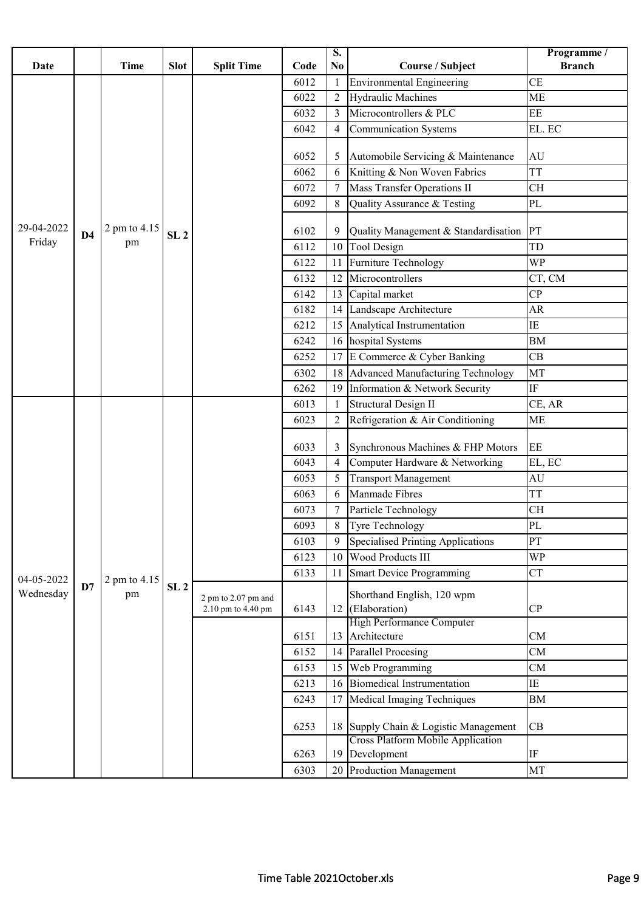| Date | | Time | Slot | Split Time | Code | S. No | Course / Subject | Programme / Branch |
|---|---|---|---|---|---|---|---|---|
| 29-04-2022 Friday | D4 | 2 pm to 4.15 pm | SL 2 | | 6012 | 1 | Environmental Engineering | CE |
| | | | | | 6022 | 2 | Hydraulic Machines | ME |
| | | | | | 6032 | 3 | Microcontrollers & PLC | EE |
| | | | | | 6042 | 4 | Communication Systems | EL. EC |
| | | | | | 6052 | 5 | Automobile Servicing & Maintenance | AU |
| | | | | | 6062 | 6 | Knitting & Non Woven Fabrics | TT |
| | | | | | 6072 | 7 | Mass Transfer Operations II | CH |
| | | | | | 6092 | 8 | Quality Assurance & Testing | PL |
| | | | | | 6102 | 9 | Quality Management & Standardisation | PT |
| | | | | | 6112 | 10 | Tool Design | TD |
| | | | | | 6122 | 11 | Furniture Technology | WP |
| | | | | | 6132 | 12 | Microcontrollers | CT, CM |
| | | | | | 6142 | 13 | Capital market | CP |
| | | | | | 6182 | 14 | Landscape Architecture | AR |
| | | | | | 6212 | 15 | Analytical Instrumentation | IE |
| | | | | | 6242 | 16 | hospital Systems | BM |
| | | | | | 6252 | 17 | E Commerce & Cyber Banking | CB |
| | | | | | 6302 | 18 | Advanced Manufacturing Technology | MT |
| | | | | | 6262 | 19 | Information & Network Security | IF |
| 04-05-2022 Wednesday | D7 | 2 pm to 4.15 pm | SL 2 | | 6013 | 1 | Structural Design II | CE, AR |
| | | | | | 6023 | 2 | Refrigeration & Air Conditioning | ME |
| | | | | | 6033 | 3 | Synchronous Machines & FHP Motors | EE |
| | | | | | 6043 | 4 | Computer Hardware & Networking | EL, EC |
| | | | | | 6053 | 5 | Transport Management | AU |
| | | | | | 6063 | 6 | Manmade Fibres | TT |
| | | | | | 6073 | 7 | Particle Technology | CH |
| | | | | | 6093 | 8 | Tyre Technology | PL |
| | | | | | 6103 | 9 | Specialised Printing Applications | PT |
| | | | | | 6123 | 10 | Wood Products III | WP |
| | | | | | 6133 | 11 | Smart Device Programming | CT |
| | | | | 2 pm to 2.07 pm and 2.10 pm to 4.40 pm | 6143 | 12 | Shorthand English, 120 wpm (Elaboration) | CP |
| | | | | | 6151 | 13 | High Performance Computer Architecture | CM |
| | | | | | 6152 | 14 | Parallel Procesing | CM |
| | | | | | 6153 | 15 | Web Programming | CM |
| | | | | | 6213 | 16 | Biomedical Instrumentation | IE |
| | | | | | 6243 | 17 | Medical Imaging Techniques | BM |
| | | | | | 6253 | 18 | Supply Chain & Logistic Management | CB |
| | | | | | 6263 | 19 | Cross Platform Mobile Application Development | IF |
| | | | | | 6303 | 20 | Production Management | MT |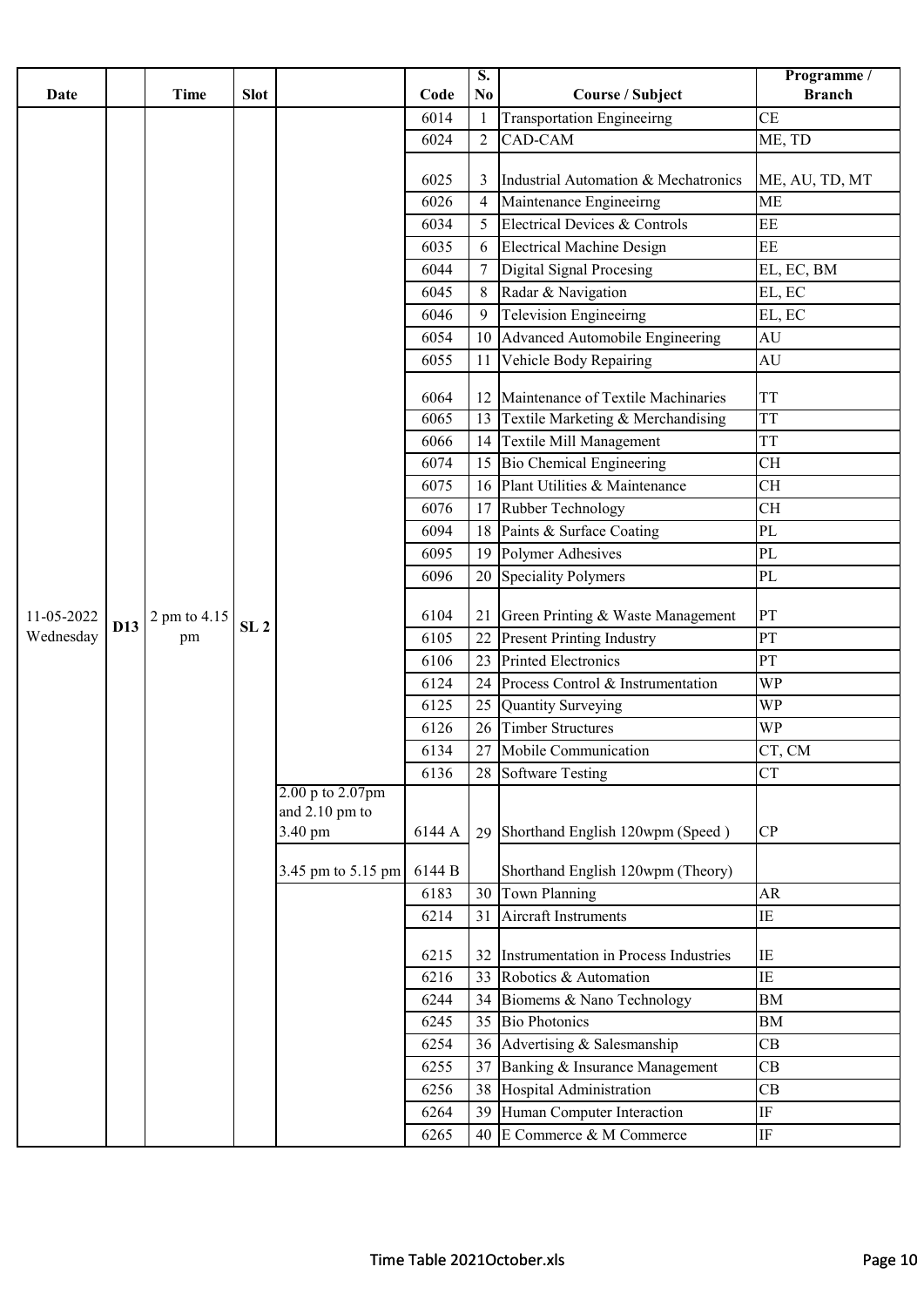| Date | | Time | Slot | | Code | S. No | Course / Subject | Programme / Branch |
|---|---|---|---|---|---|---|---|---|
| 11-05-2022 Wednesday | D13 | 2 pm to 4.15 pm | SL 2 | | 6014 | 1 | Transportation Engineeirng | CE |
| | | | | | 6024 | 2 | CAD-CAM | ME, TD |
| | | | | | 6025 | 3 | Industrial Automation & Mechatronics | ME, AU, TD, MT |
| | | | | | 6026 | 4 | Maintenance Engineeirng | ME |
| | | | | | 6034 | 5 | Electrical Devices & Controls | EE |
| | | | | | 6035 | 6 | Electrical Machine Design | EE |
| | | | | | 6044 | 7 | Digital Signal Procesing | EL, EC, BM |
| | | | | | 6045 | 8 | Radar & Navigation | EL, EC |
| | | | | | 6046 | 9 | Television Engineeirng | EL, EC |
| | | | | | 6054 | 10 | Advanced Automobile Engineering | AU |
| | | | | | 6055 | 11 | Vehicle Body Repairing | AU |
| | | | | | 6064 | 12 | Maintenance of Textile Machinaries | TT |
| | | | | | 6065 | 13 | Textile Marketing & Merchandising | TT |
| | | | | | 6066 | 14 | Textile Mill Management | TT |
| | | | | | 6074 | 15 | Bio Chemical Engineering | CH |
| | | | | | 6075 | 16 | Plant Utilities & Maintenance | CH |
| | | | | | 6076 | 17 | Rubber Technology | CH |
| | | | | | 6094 | 18 | Paints & Surface Coating | PL |
| | | | | | 6095 | 19 | Polymer Adhesives | PL |
| | | | | | 6096 | 20 | Speciality Polymers | PL |
| | | | | | 6104 | 21 | Green Printing & Waste Management | PT |
| | | | | | 6105 | 22 | Present Printing Industry | PT |
| | | | | | 6106 | 23 | Printed Electronics | PT |
| | | | | | 6124 | 24 | Process Control & Instrumentation | WP |
| | | | | | 6125 | 25 | Quantity Surveying | WP |
| | | | | | 6126 | 26 | Timber Structures | WP |
| | | | | | 6134 | 27 | Mobile Communication | CT, CM |
| | | | | | 6136 | 28 | Software Testing | CT |
| | | | | 2.00 p to 2.07pm and 2.10 pm to 3.40 pm | 6144 A | 29 | Shorthand English 120wpm (Speed ) | CP |
| | | | | 3.45 pm to 5.15 pm | 6144 B | | Shorthand English 120wpm (Theory) | |
| | | | | | 6183 | 30 | Town Planning | AR |
| | | | | | 6214 | 31 | Aircraft Instruments | IE |
| | | | | | 6215 | 32 | Instrumentation in Process Industries | IE |
| | | | | | 6216 | 33 | Robotics & Automation | IE |
| | | | | | 6244 | 34 | Biomems & Nano Technology | BM |
| | | | | | 6245 | 35 | Bio Photonics | BM |
| | | | | | 6254 | 36 | Advertising & Salesmanship | CB |
| | | | | | 6255 | 37 | Banking & Insurance Management | CB |
| | | | | | 6256 | 38 | Hospital Administration | CB |
| | | | | | 6264 | 39 | Human Computer Interaction | IF |
| | | | | | 6265 | 40 | E Commerce & M Commerce | IF |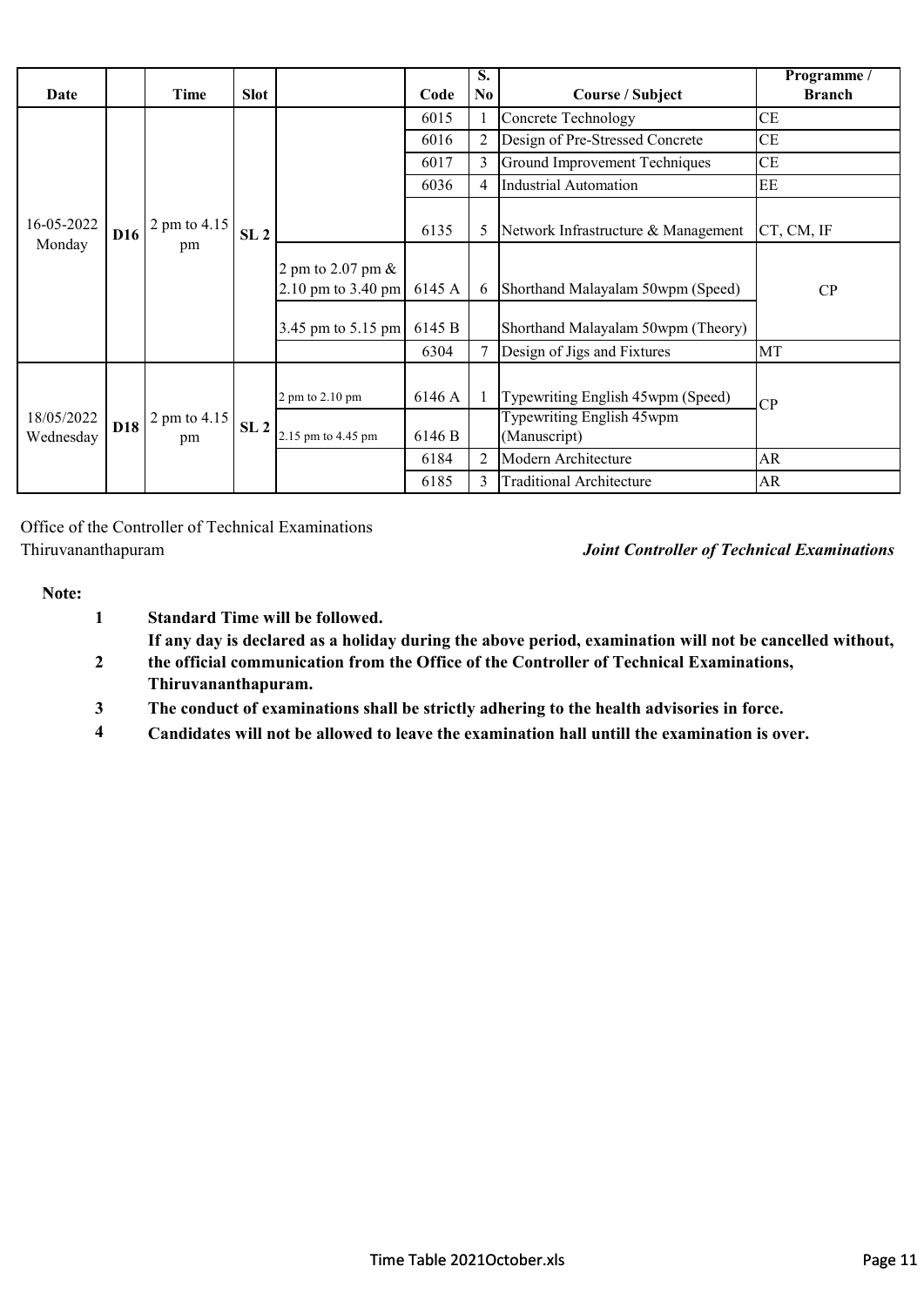| Date | | Time | Slot | | Code | S. No | Course / Subject | Programme / Branch |
|---|---|---|---|---|---|---|---|---|
| 16-05-2022 Monday | D16 | 2 pm to 4.15 pm | SL 2 | | 6015 | 1 | Concrete Technology | CE |
| | | | | | 6016 | 2 | Design of Pre-Stressed Concrete | CE |
| | | | | | 6017 | 3 | Ground Improvement Techniques | CE |
| | | | | | 6036 | 4 | Industrial Automation | EE |
| | | | | | 6135 | 5 | Network Infrastructure & Management | CT, CM, IF |
| | | | | 2 pm to 2.07 pm & 2.10 pm to 3.40 pm | 6145 A | 6 | Shorthand Malayalam 50wpm (Speed) | CP |
| | | | | 3.45 pm to 5.15 pm | 6145 B | | Shorthand Malayalam 50wpm (Theory) | |
| | | | | | 6304 | 7 | Design of Jigs and Fixtures | MT |
| 18/05/2022 Wednesday | D18 | 2 pm to 4.15 pm | SL 2 | 2 pm to 2.10 pm | 6146 A | 1 | Typewriting English 45wpm (Speed) | CP |
| | | | | 2.15 pm to 4.45 pm | 6146 B | | Typewriting English 45wpm (Manuscript) | |
| | | | | | 6184 | 2 | Modern Architecture | AR |
| | | | | | 6185 | 3 | Traditional Architecture | AR |

Office of the Controller of Technical Examinations
Thiruvananthapuram

***Joint Controller of Technical Examinations***

**Note:**

1. **Standard Time will be followed.**
2. **If any day is declared as a holiday during the above period, examination will not be cancelled without, the official communication from the Office of the Controller of Technical Examinations, Thiruvananthapuram.**
3. **The conduct of examinations shall be strictly adhering to the health advisories in force.**
4. **Candidates will not be allowed to leave the examination hall untill the examination is over.**